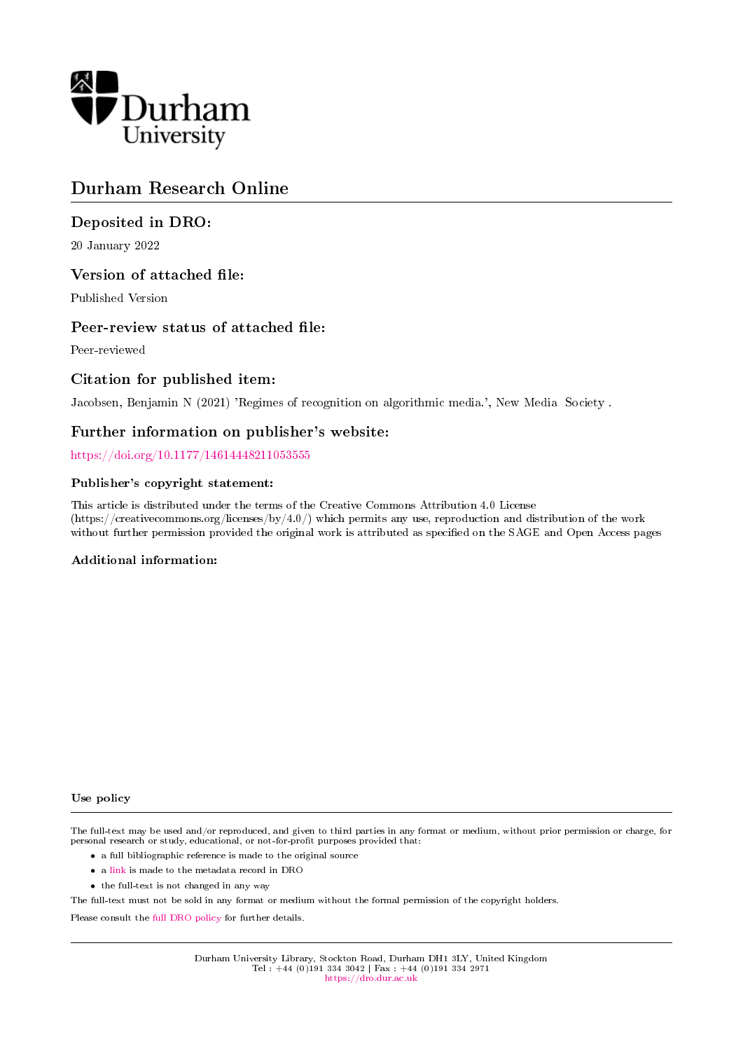Durham University

# Durham Research Online

## Deposited in DRO:

20 January 2022

## Version of attached file:

Published Version

## Peer-review status of attached file:

Peer-reviewed

## Citation for published item:

Jacobsen, Benjamin N (2021) 'Regimes of recognition on algorithmic media.', New Media Society .

## Further information on publisher's website:

https://doi.org/10.1177/14614448211053555

### Publisher's copyright statement:

This article is distributed under the terms of the Creative Commons Attribution 4.0 License (https://creativecommons.org/licenses/by/4.0/) which permits any use, reproduction and distribution of the work without further permission provided the original work is attributed as specified on the SAGE and Open Access pages

### Additional information:

### Use policy

The full-text may be used and/or reproduced, and given to third parties in any format or medium, without prior permission or charge, for personal research or study, educational, or not-for-profit purposes provided that:

- a full bibliographic reference is made to the original source
- a link is made to the metadata record in DRO
- the full-text is not changed in any way

The full-text must not be sold in any format or medium without the formal permission of the copyright holders.

Please consult the full DRO policy for further details.

Durham University Library, Stockton Road, Durham DH1 3LY, United Kingdom
Tel : +44 (0)191 334 3042 | Fax : +44 (0)191 334 2971
https://dro.dur.ac.uk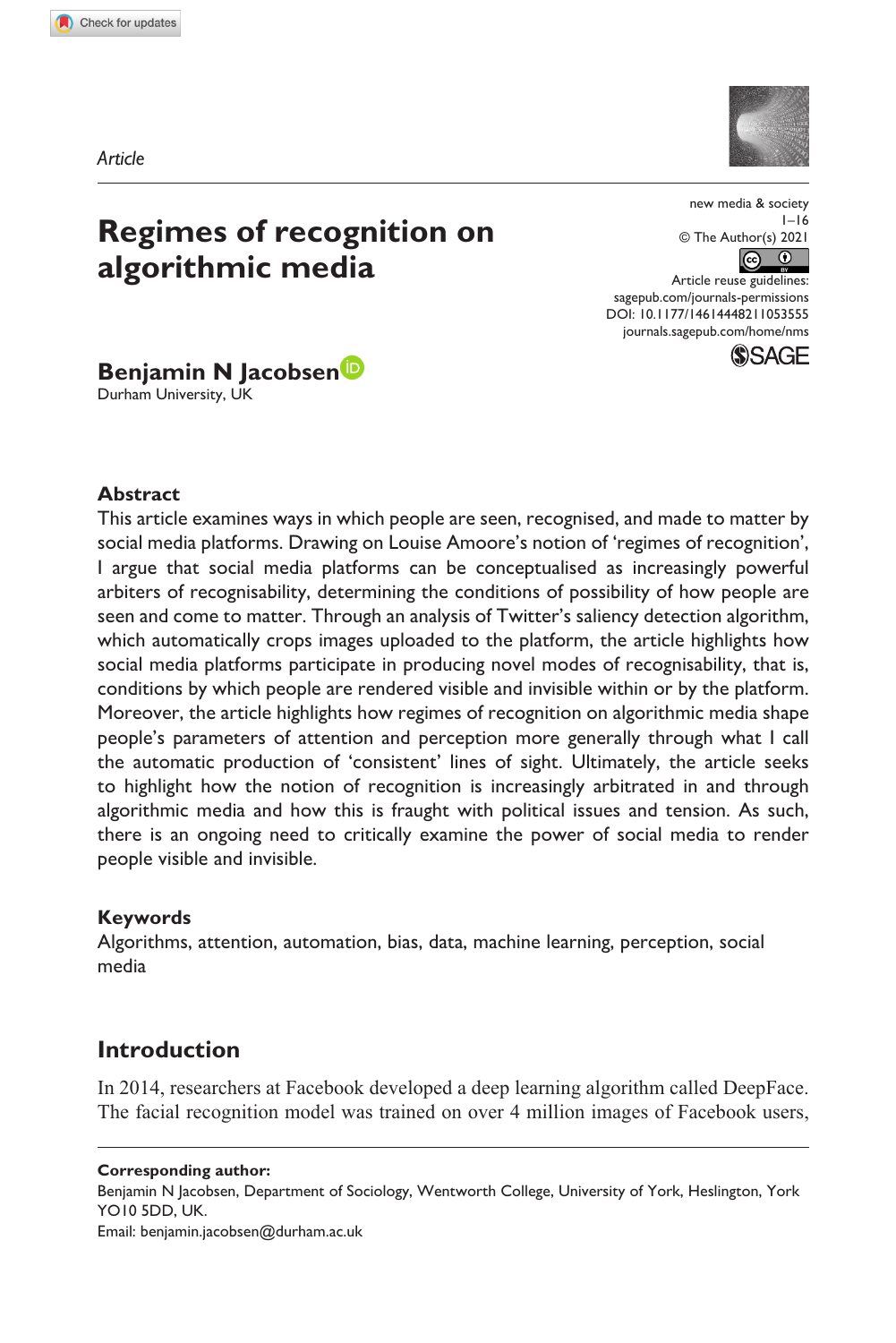*Article*

# Regimes of recognition on algorithmic media

**Benjamin N Jacobsen**
Durham University, UK

## Abstract

This article examines ways in which people are seen, recognised, and made to matter by social media platforms. Drawing on Louise Amoore's notion of 'regimes of recognition', I argue that social media platforms can be conceptualised as increasingly powerful arbiters of recognisability, determining the conditions of possibility of how people are seen and come to matter. Through an analysis of Twitter's saliency detection algorithm, which automatically crops images uploaded to the platform, the article highlights how social media platforms participate in producing novel modes of recognisability, that is, conditions by which people are rendered visible and invisible within or by the platform. Moreover, the article highlights how regimes of recognition on algorithmic media shape people's parameters of attention and perception more generally through what I call the automatic production of 'consistent' lines of sight. Ultimately, the article seeks to highlight how the notion of recognition is increasingly arbitrated in and through algorithmic media and how this is fraught with political issues and tension. As such, there is an ongoing need to critically examine the power of social media to render people visible and invisible.

## Keywords

Algorithms, attention, automation, bias, data, machine learning, perception, social media

## Introduction

In 2014, researchers at Facebook developed a deep learning algorithm called DeepFace. The facial recognition model was trained on over 4 million images of Facebook users,

**Corresponding author:**
Benjamin N Jacobsen, Department of Sociology, Wentworth College, University of York, Heslington, York YO10 5DD, UK.
Email: benjamin.jacobsen@durham.ac.uk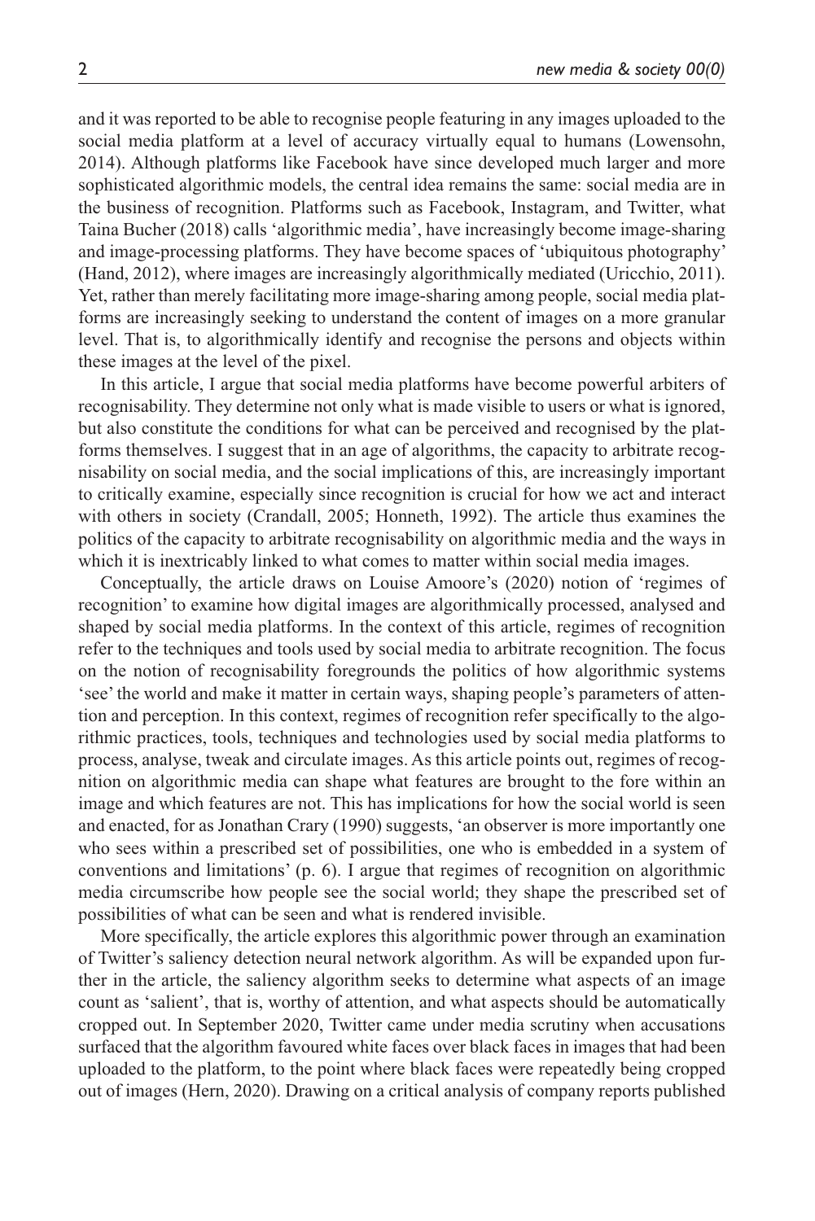and it was reported to be able to recognise people featuring in any images uploaded to the social media platform at a level of accuracy virtually equal to humans (Lowensohn, 2014). Although platforms like Facebook have since developed much larger and more sophisticated algorithmic models, the central idea remains the same: social media are in the business of recognition. Platforms such as Facebook, Instagram, and Twitter, what Taina Bucher (2018) calls 'algorithmic media', have increasingly become image-sharing and image-processing platforms. They have become spaces of 'ubiquitous photography' (Hand, 2012), where images are increasingly algorithmically mediated (Uricchio, 2011). Yet, rather than merely facilitating more image-sharing among people, social media platforms are increasingly seeking to understand the content of images on a more granular level. That is, to algorithmically identify and recognise the persons and objects within these images at the level of the pixel.

In this article, I argue that social media platforms have become powerful arbiters of recognisability. They determine not only what is made visible to users or what is ignored, but also constitute the conditions for what can be perceived and recognised by the platforms themselves. I suggest that in an age of algorithms, the capacity to arbitrate recognisability on social media, and the social implications of this, are increasingly important to critically examine, especially since recognition is crucial for how we act and interact with others in society (Crandall, 2005; Honneth, 1992). The article thus examines the politics of the capacity to arbitrate recognisability on algorithmic media and the ways in which it is inextricably linked to what comes to matter within social media images.

Conceptually, the article draws on Louise Amoore's (2020) notion of 'regimes of recognition' to examine how digital images are algorithmically processed, analysed and shaped by social media platforms. In the context of this article, regimes of recognition refer to the techniques and tools used by social media to arbitrate recognition. The focus on the notion of recognisability foregrounds the politics of how algorithmic systems 'see' the world and make it matter in certain ways, shaping people's parameters of attention and perception. In this context, regimes of recognition refer specifically to the algorithmic practices, tools, techniques and technologies used by social media platforms to process, analyse, tweak and circulate images. As this article points out, regimes of recognition on algorithmic media can shape what features are brought to the fore within an image and which features are not. This has implications for how the social world is seen and enacted, for as Jonathan Crary (1990) suggests, 'an observer is more importantly one who sees within a prescribed set of possibilities, one who is embedded in a system of conventions and limitations' (p. 6). I argue that regimes of recognition on algorithmic media circumscribe how people see the social world; they shape the prescribed set of possibilities of what can be seen and what is rendered invisible.

More specifically, the article explores this algorithmic power through an examination of Twitter's saliency detection neural network algorithm. As will be expanded upon further in the article, the saliency algorithm seeks to determine what aspects of an image count as 'salient', that is, worthy of attention, and what aspects should be automatically cropped out. In September 2020, Twitter came under media scrutiny when accusations surfaced that the algorithm favoured white faces over black faces in images that had been uploaded to the platform, to the point where black faces were repeatedly being cropped out of images (Hern, 2020). Drawing on a critical analysis of company reports published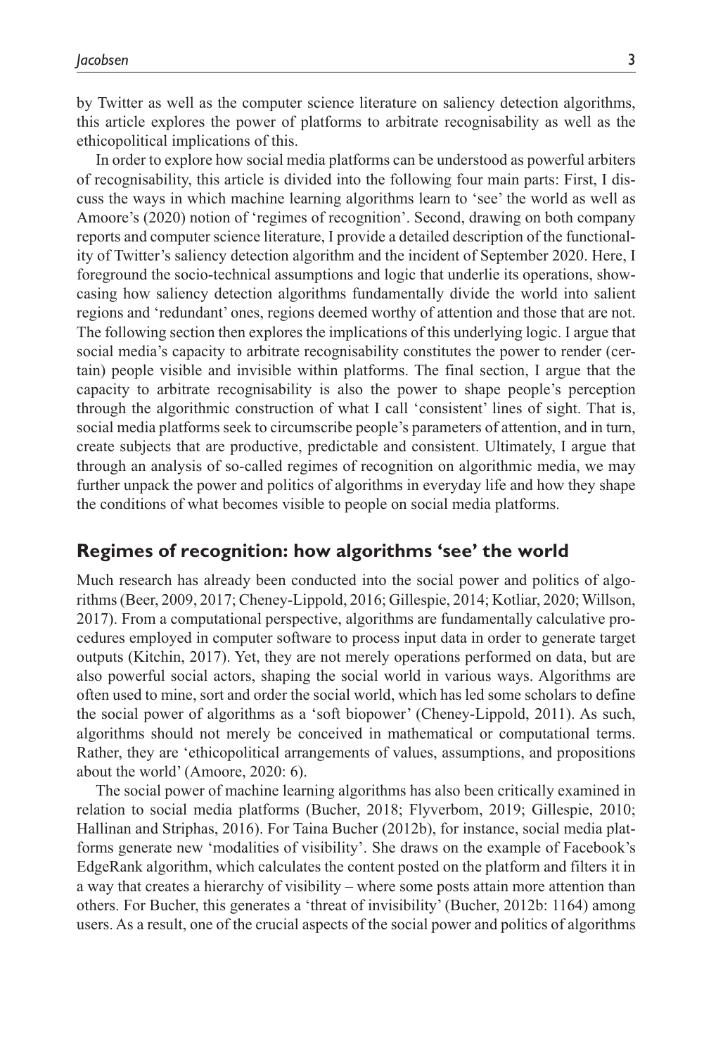by Twitter as well as the computer science literature on saliency detection algorithms, this article explores the power of platforms to arbitrate recognisability as well as the ethicopolitical implications of this.

In order to explore how social media platforms can be understood as powerful arbiters of recognisability, this article is divided into the following four main parts: First, I discuss the ways in which machine learning algorithms learn to 'see' the world as well as Amoore's (2020) notion of 'regimes of recognition'. Second, drawing on both company reports and computer science literature, I provide a detailed description of the functionality of Twitter's saliency detection algorithm and the incident of September 2020. Here, I foreground the socio-technical assumptions and logic that underlie its operations, showcasing how saliency detection algorithms fundamentally divide the world into salient regions and 'redundant' ones, regions deemed worthy of attention and those that are not. The following section then explores the implications of this underlying logic. I argue that social media's capacity to arbitrate recognisability constitutes the power to render (certain) people visible and invisible within platforms. The final section, I argue that the capacity to arbitrate recognisability is also the power to shape people's perception through the algorithmic construction of what I call 'consistent' lines of sight. That is, social media platforms seek to circumscribe people's parameters of attention, and in turn, create subjects that are productive, predictable and consistent. Ultimately, I argue that through an analysis of so-called regimes of recognition on algorithmic media, we may further unpack the power and politics of algorithms in everyday life and how they shape the conditions of what becomes visible to people on social media platforms.

## Regimes of recognition: how algorithms 'see' the world

Much research has already been conducted into the social power and politics of algorithms (Beer, 2009, 2017; Cheney-Lippold, 2016; Gillespie, 2014; Kotliar, 2020; Willson, 2017). From a computational perspective, algorithms are fundamentally calculative procedures employed in computer software to process input data in order to generate target outputs (Kitchin, 2017). Yet, they are not merely operations performed on data, but are also powerful social actors, shaping the social world in various ways. Algorithms are often used to mine, sort and order the social world, which has led some scholars to define the social power of algorithms as a 'soft biopower' (Cheney-Lippold, 2011). As such, algorithms should not merely be conceived in mathematical or computational terms. Rather, they are 'ethicopolitical arrangements of values, assumptions, and propositions about the world' (Amoore, 2020: 6).

The social power of machine learning algorithms has also been critically examined in relation to social media platforms (Bucher, 2018; Flyverbom, 2019; Gillespie, 2010; Hallinan and Striphas, 2016). For Taina Bucher (2012b), for instance, social media platforms generate new 'modalities of visibility'. She draws on the example of Facebook's EdgeRank algorithm, which calculates the content posted on the platform and filters it in a way that creates a hierarchy of visibility – where some posts attain more attention than others. For Bucher, this generates a 'threat of invisibility' (Bucher, 2012b: 1164) among users. As a result, one of the crucial aspects of the social power and politics of algorithms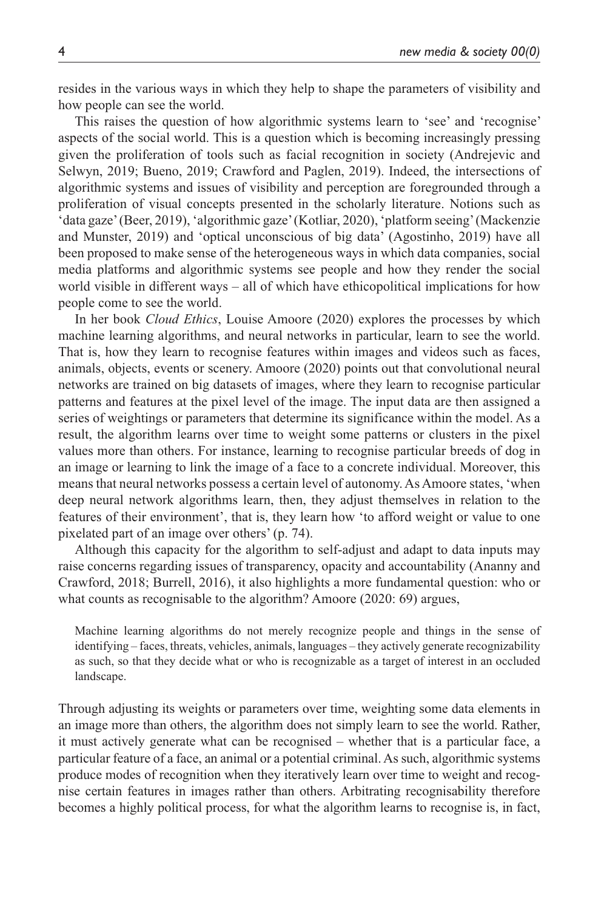resides in the various ways in which they help to shape the parameters of visibility and how people can see the world.

This raises the question of how algorithmic systems learn to 'see' and 'recognise' aspects of the social world. This is a question which is becoming increasingly pressing given the proliferation of tools such as facial recognition in society (Andrejevic and Selwyn, 2019; Bueno, 2019; Crawford and Paglen, 2019). Indeed, the intersections of algorithmic systems and issues of visibility and perception are foregrounded through a proliferation of visual concepts presented in the scholarly literature. Notions such as 'data gaze' (Beer, 2019), 'algorithmic gaze' (Kotliar, 2020), 'platform seeing' (Mackenzie and Munster, 2019) and 'optical unconscious of big data' (Agostinho, 2019) have all been proposed to make sense of the heterogeneous ways in which data companies, social media platforms and algorithmic systems see people and how they render the social world visible in different ways – all of which have ethicopolitical implications for how people come to see the world.

In her book *Cloud Ethics*, Louise Amoore (2020) explores the processes by which machine learning algorithms, and neural networks in particular, learn to see the world. That is, how they learn to recognise features within images and videos such as faces, animals, objects, events or scenery. Amoore (2020) points out that convolutional neural networks are trained on big datasets of images, where they learn to recognise particular patterns and features at the pixel level of the image. The input data are then assigned a series of weightings or parameters that determine its significance within the model. As a result, the algorithm learns over time to weight some patterns or clusters in the pixel values more than others. For instance, learning to recognise particular breeds of dog in an image or learning to link the image of a face to a concrete individual. Moreover, this means that neural networks possess a certain level of autonomy. As Amoore states, 'when deep neural network algorithms learn, then, they adjust themselves in relation to the features of their environment', that is, they learn how 'to afford weight or value to one pixelated part of an image over others' (p. 74).

Although this capacity for the algorithm to self-adjust and adapt to data inputs may raise concerns regarding issues of transparency, opacity and accountability (Ananny and Crawford, 2018; Burrell, 2016), it also highlights a more fundamental question: who or what counts as recognisable to the algorithm? Amoore (2020: 69) argues,

> Machine learning algorithms do not merely recognize people and things in the sense of identifying – faces, threats, vehicles, animals, languages – they actively generate recognizability as such, so that they decide what or who is recognizable as a target of interest in an occluded landscape.

Through adjusting its weights or parameters over time, weighting some data elements in an image more than others, the algorithm does not simply learn to see the world. Rather, it must actively generate what can be recognised – whether that is a particular face, a particular feature of a face, an animal or a potential criminal. As such, algorithmic systems produce modes of recognition when they iteratively learn over time to weight and recognise certain features in images rather than others. Arbitrating recognisability therefore becomes a highly political process, for what the algorithm learns to recognise is, in fact,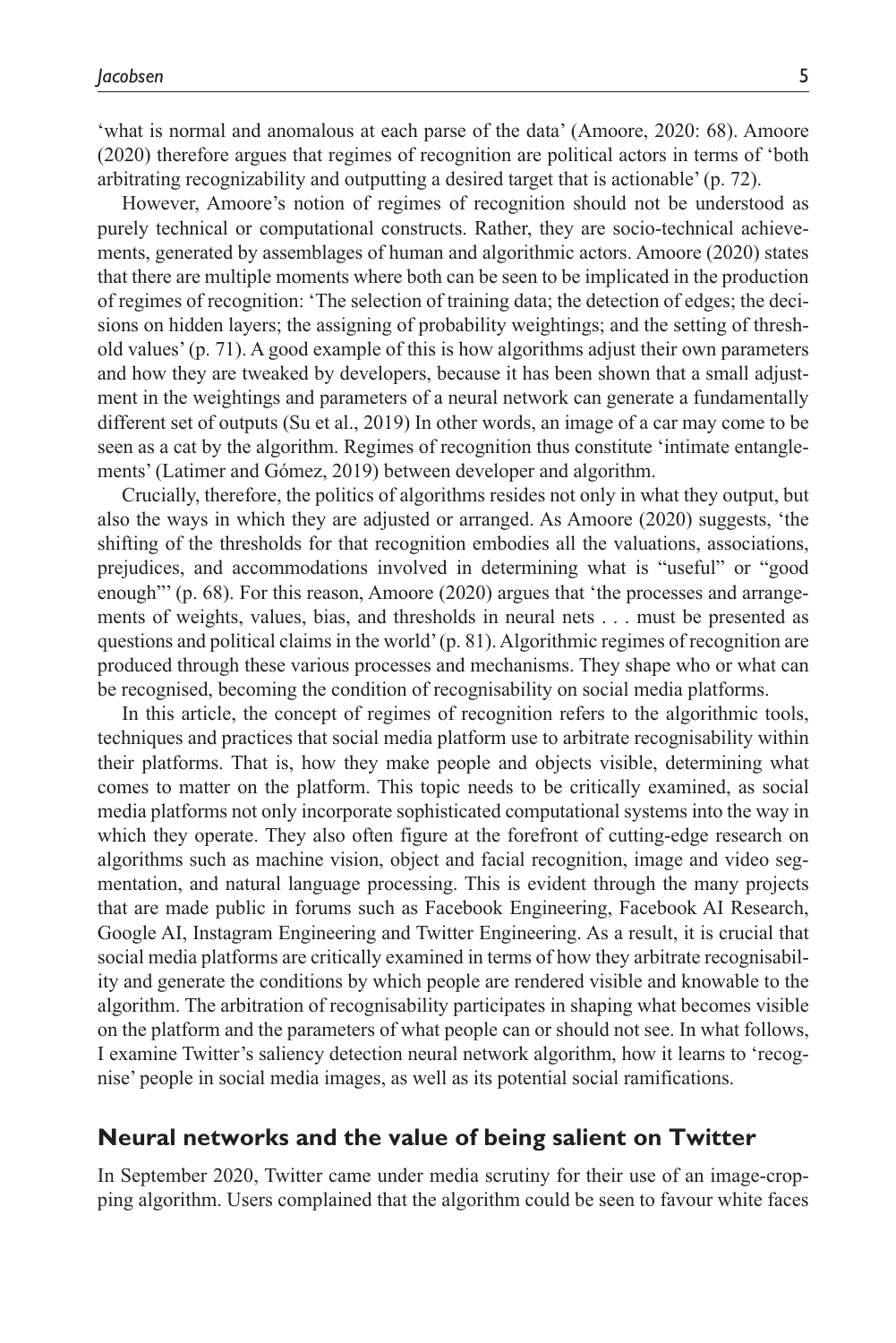'what is normal and anomalous at each parse of the data' (Amoore, 2020: 68). Amoore (2020) therefore argues that regimes of recognition are political actors in terms of 'both arbitrating recognizability and outputting a desired target that is actionable' (p. 72).

However, Amoore's notion of regimes of recognition should not be understood as purely technical or computational constructs. Rather, they are socio-technical achievements, generated by assemblages of human and algorithmic actors. Amoore (2020) states that there are multiple moments where both can be seen to be implicated in the production of regimes of recognition: 'The selection of training data; the detection of edges; the decisions on hidden layers; the assigning of probability weightings; and the setting of threshold values' (p. 71). A good example of this is how algorithms adjust their own parameters and how they are tweaked by developers, because it has been shown that a small adjustment in the weightings and parameters of a neural network can generate a fundamentally different set of outputs (Su et al., 2019) In other words, an image of a car may come to be seen as a cat by the algorithm. Regimes of recognition thus constitute 'intimate entanglements' (Latimer and Gómez, 2019) between developer and algorithm.

Crucially, therefore, the politics of algorithms resides not only in what they output, but also the ways in which they are adjusted or arranged. As Amoore (2020) suggests, 'the shifting of the thresholds for that recognition embodies all the valuations, associations, prejudices, and accommodations involved in determining what is "useful" or "good enough"' (p. 68). For this reason, Amoore (2020) argues that 'the processes and arrangements of weights, values, bias, and thresholds in neural nets . . . must be presented as questions and political claims in the world' (p. 81). Algorithmic regimes of recognition are produced through these various processes and mechanisms. They shape who or what can be recognised, becoming the condition of recognisability on social media platforms.

In this article, the concept of regimes of recognition refers to the algorithmic tools, techniques and practices that social media platform use to arbitrate recognisability within their platforms. That is, how they make people and objects visible, determining what comes to matter on the platform. This topic needs to be critically examined, as social media platforms not only incorporate sophisticated computational systems into the way in which they operate. They also often figure at the forefront of cutting-edge research on algorithms such as machine vision, object and facial recognition, image and video segmentation, and natural language processing. This is evident through the many projects that are made public in forums such as Facebook Engineering, Facebook AI Research, Google AI, Instagram Engineering and Twitter Engineering. As a result, it is crucial that social media platforms are critically examined in terms of how they arbitrate recognisability and generate the conditions by which people are rendered visible and knowable to the algorithm. The arbitration of recognisability participates in shaping what becomes visible on the platform and the parameters of what people can or should not see. In what follows, I examine Twitter's saliency detection neural network algorithm, how it learns to 'recognise' people in social media images, as well as its potential social ramifications.

## Neural networks and the value of being salient on Twitter

In September 2020, Twitter came under media scrutiny for their use of an image-cropping algorithm. Users complained that the algorithm could be seen to favour white faces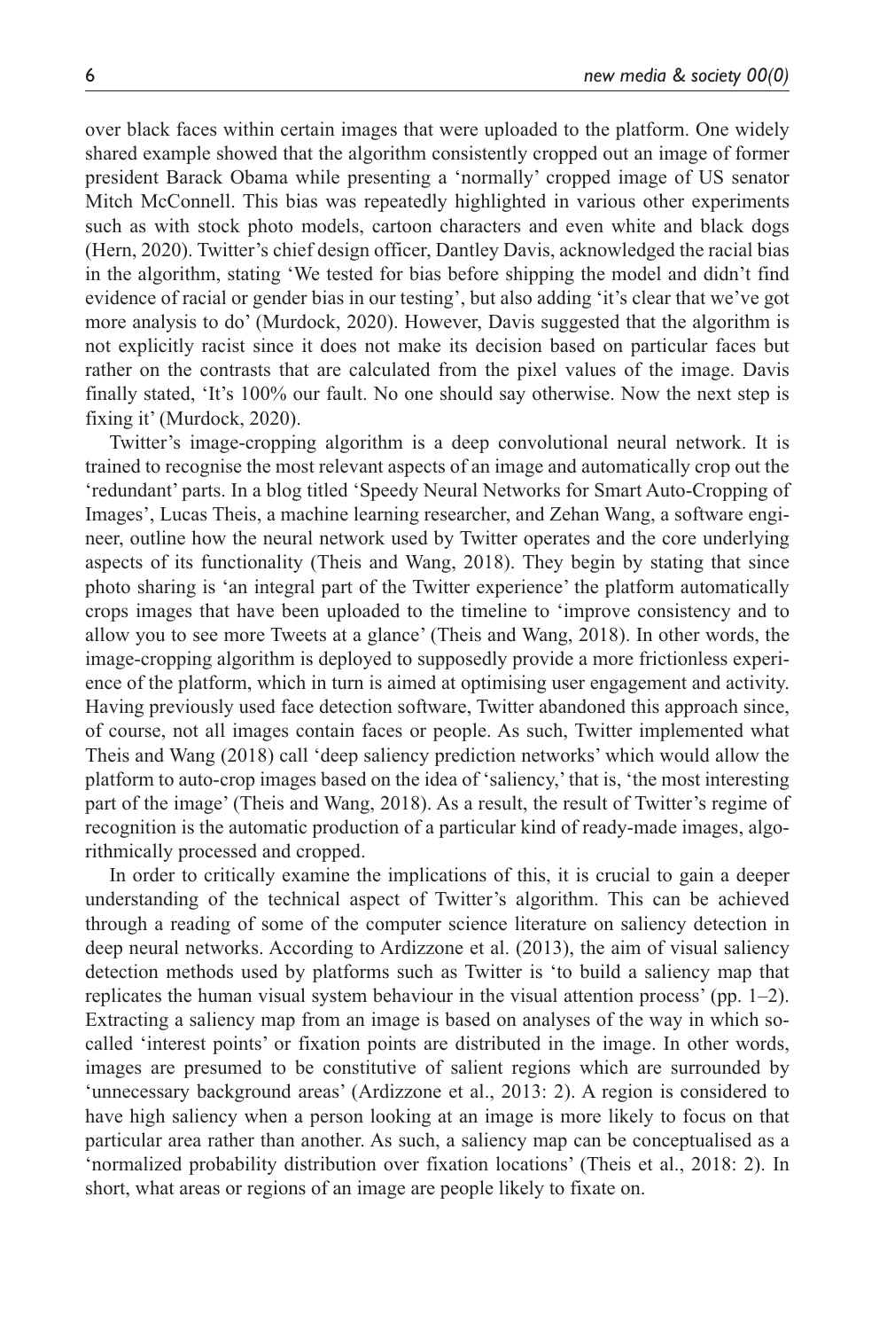over black faces within certain images that were uploaded to the platform. One widely shared example showed that the algorithm consistently cropped out an image of former president Barack Obama while presenting a 'normally' cropped image of US senator Mitch McConnell. This bias was repeatedly highlighted in various other experiments such as with stock photo models, cartoon characters and even white and black dogs (Hern, 2020). Twitter's chief design officer, Dantley Davis, acknowledged the racial bias in the algorithm, stating 'We tested for bias before shipping the model and didn't find evidence of racial or gender bias in our testing', but also adding 'it's clear that we've got more analysis to do' (Murdock, 2020). However, Davis suggested that the algorithm is not explicitly racist since it does not make its decision based on particular faces but rather on the contrasts that are calculated from the pixel values of the image. Davis finally stated, 'It's 100% our fault. No one should say otherwise. Now the next step is fixing it' (Murdock, 2020).

Twitter's image-cropping algorithm is a deep convolutional neural network. It is trained to recognise the most relevant aspects of an image and automatically crop out the 'redundant' parts. In a blog titled 'Speedy Neural Networks for Smart Auto-Cropping of Images', Lucas Theis, a machine learning researcher, and Zehan Wang, a software engineer, outline how the neural network used by Twitter operates and the core underlying aspects of its functionality (Theis and Wang, 2018). They begin by stating that since photo sharing is 'an integral part of the Twitter experience' the platform automatically crops images that have been uploaded to the timeline to 'improve consistency and to allow you to see more Tweets at a glance' (Theis and Wang, 2018). In other words, the image-cropping algorithm is deployed to supposedly provide a more frictionless experience of the platform, which in turn is aimed at optimising user engagement and activity. Having previously used face detection software, Twitter abandoned this approach since, of course, not all images contain faces or people. As such, Twitter implemented what Theis and Wang (2018) call 'deep saliency prediction networks' which would allow the platform to auto-crop images based on the idea of 'saliency,' that is, 'the most interesting part of the image' (Theis and Wang, 2018). As a result, the result of Twitter's regime of recognition is the automatic production of a particular kind of ready-made images, algorithmically processed and cropped.

In order to critically examine the implications of this, it is crucial to gain a deeper understanding of the technical aspect of Twitter's algorithm. This can be achieved through a reading of some of the computer science literature on saliency detection in deep neural networks. According to Ardizzone et al. (2013), the aim of visual saliency detection methods used by platforms such as Twitter is 'to build a saliency map that replicates the human visual system behaviour in the visual attention process' (pp. 1–2). Extracting a saliency map from an image is based on analyses of the way in which so-called 'interest points' or fixation points are distributed in the image. In other words, images are presumed to be constitutive of salient regions which are surrounded by 'unnecessary background areas' (Ardizzone et al., 2013: 2). A region is considered to have high saliency when a person looking at an image is more likely to focus on that particular area rather than another. As such, a saliency map can be conceptualised as a 'normalized probability distribution over fixation locations' (Theis et al., 2018: 2). In short, what areas or regions of an image are people likely to fixate on.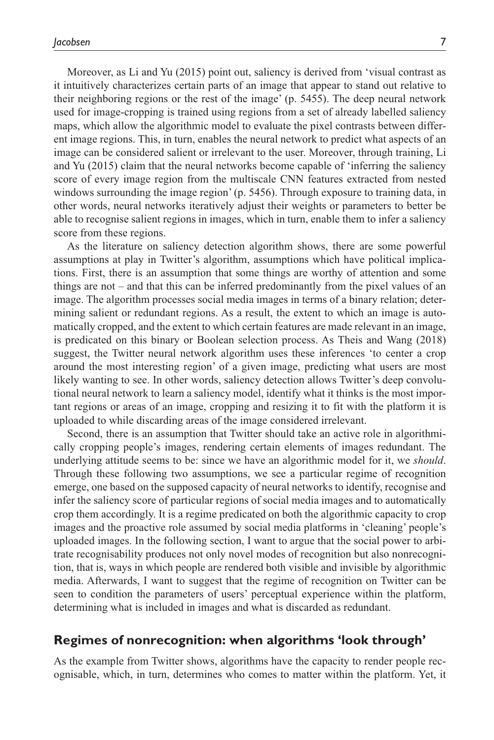Moreover, as Li and Yu (2015) point out, saliency is derived from 'visual contrast as it intuitively characterizes certain parts of an image that appear to stand out relative to their neighboring regions or the rest of the image' (p. 5455). The deep neural network used for image-cropping is trained using regions from a set of already labelled saliency maps, which allow the algorithmic model to evaluate the pixel contrasts between different image regions. This, in turn, enables the neural network to predict what aspects of an image can be considered salient or irrelevant to the user. Moreover, through training, Li and Yu (2015) claim that the neural networks become capable of 'inferring the saliency score of every image region from the multiscale CNN features extracted from nested windows surrounding the image region' (p. 5456). Through exposure to training data, in other words, neural networks iteratively adjust their weights or parameters to better be able to recognise salient regions in images, which in turn, enable them to infer a saliency score from these regions.

As the literature on saliency detection algorithm shows, there are some powerful assumptions at play in Twitter's algorithm, assumptions which have political implications. First, there is an assumption that some things are worthy of attention and some things are not – and that this can be inferred predominantly from the pixel values of an image. The algorithm processes social media images in terms of a binary relation; determining salient or redundant regions. As a result, the extent to which an image is automatically cropped, and the extent to which certain features are made relevant in an image, is predicated on this binary or Boolean selection process. As Theis and Wang (2018) suggest, the Twitter neural network algorithm uses these inferences 'to center a crop around the most interesting region' of a given image, predicting what users are most likely wanting to see. In other words, saliency detection allows Twitter's deep convolutional neural network to learn a saliency model, identify what it thinks is the most important regions or areas of an image, cropping and resizing it to fit with the platform it is uploaded to while discarding areas of the image considered irrelevant.

Second, there is an assumption that Twitter should take an active role in algorithmically cropping people's images, rendering certain elements of images redundant. The underlying attitude seems to be: since we have an algorithmic model for it, we *should*. Through these following two assumptions, we see a particular regime of recognition emerge, one based on the supposed capacity of neural networks to identify, recognise and infer the saliency score of particular regions of social media images and to automatically crop them accordingly. It is a regime predicated on both the algorithmic capacity to crop images and the proactive role assumed by social media platforms in 'cleaning' people's uploaded images. In the following section, I want to argue that the social power to arbitrate recognisability produces not only novel modes of recognition but also nonrecognition, that is, ways in which people are rendered both visible and invisible by algorithmic media. Afterwards, I want to suggest that the regime of recognition on Twitter can be seen to condition the parameters of users' perceptual experience within the platform, determining what is included in images and what is discarded as redundant.

## Regimes of nonrecognition: when algorithms 'look through'

As the example from Twitter shows, algorithms have the capacity to render people recognisable, which, in turn, determines who comes to matter within the platform. Yet, it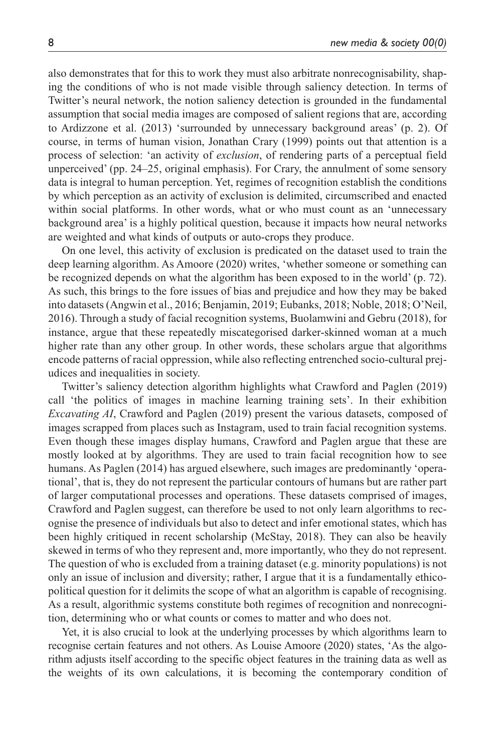also demonstrates that for this to work they must also arbitrate nonrecognisability, shaping the conditions of who is not made visible through saliency detection. In terms of Twitter's neural network, the notion saliency detection is grounded in the fundamental assumption that social media images are composed of salient regions that are, according to Ardizzone et al. (2013) 'surrounded by unnecessary background areas' (p. 2). Of course, in terms of human vision, Jonathan Crary (1999) points out that attention is a process of selection: 'an activity of *exclusion*, of rendering parts of a perceptual field unperceived' (pp. 24–25, original emphasis). For Crary, the annulment of some sensory data is integral to human perception. Yet, regimes of recognition establish the conditions by which perception as an activity of exclusion is delimited, circumscribed and enacted within social platforms. In other words, what or who must count as an 'unnecessary background area' is a highly political question, because it impacts how neural networks are weighted and what kinds of outputs or auto-crops they produce.

On one level, this activity of exclusion is predicated on the dataset used to train the deep learning algorithm. As Amoore (2020) writes, 'whether someone or something can be recognized depends on what the algorithm has been exposed to in the world' (p. 72). As such, this brings to the fore issues of bias and prejudice and how they may be baked into datasets (Angwin et al., 2016; Benjamin, 2019; Eubanks, 2018; Noble, 2018; O'Neil, 2016). Through a study of facial recognition systems, Buolamwini and Gebru (2018), for instance, argue that these repeatedly miscategorised darker-skinned woman at a much higher rate than any other group. In other words, these scholars argue that algorithms encode patterns of racial oppression, while also reflecting entrenched socio-cultural prejudices and inequalities in society.

Twitter's saliency detection algorithm highlights what Crawford and Paglen (2019) call 'the politics of images in machine learning training sets'. In their exhibition *Excavating AI*, Crawford and Paglen (2019) present the various datasets, composed of images scrapped from places such as Instagram, used to train facial recognition systems. Even though these images display humans, Crawford and Paglen argue that these are mostly looked at by algorithms. They are used to train facial recognition how to see humans. As Paglen (2014) has argued elsewhere, such images are predominantly 'operational', that is, they do not represent the particular contours of humans but are rather part of larger computational processes and operations. These datasets comprised of images, Crawford and Paglen suggest, can therefore be used to not only learn algorithms to recognise the presence of individuals but also to detect and infer emotional states, which has been highly critiqued in recent scholarship (McStay, 2018). They can also be heavily skewed in terms of who they represent and, more importantly, who they do not represent. The question of who is excluded from a training dataset (e.g. minority populations) is not only an issue of inclusion and diversity; rather, I argue that it is a fundamentally ethico-political question for it delimits the scope of what an algorithm is capable of recognising. As a result, algorithmic systems constitute both regimes of recognition and nonrecognition, determining who or what counts or comes to matter and who does not.

Yet, it is also crucial to look at the underlying processes by which algorithms learn to recognise certain features and not others. As Louise Amoore (2020) states, 'As the algorithm adjusts itself according to the specific object features in the training data as well as the weights of its own calculations, it is becoming the contemporary condition of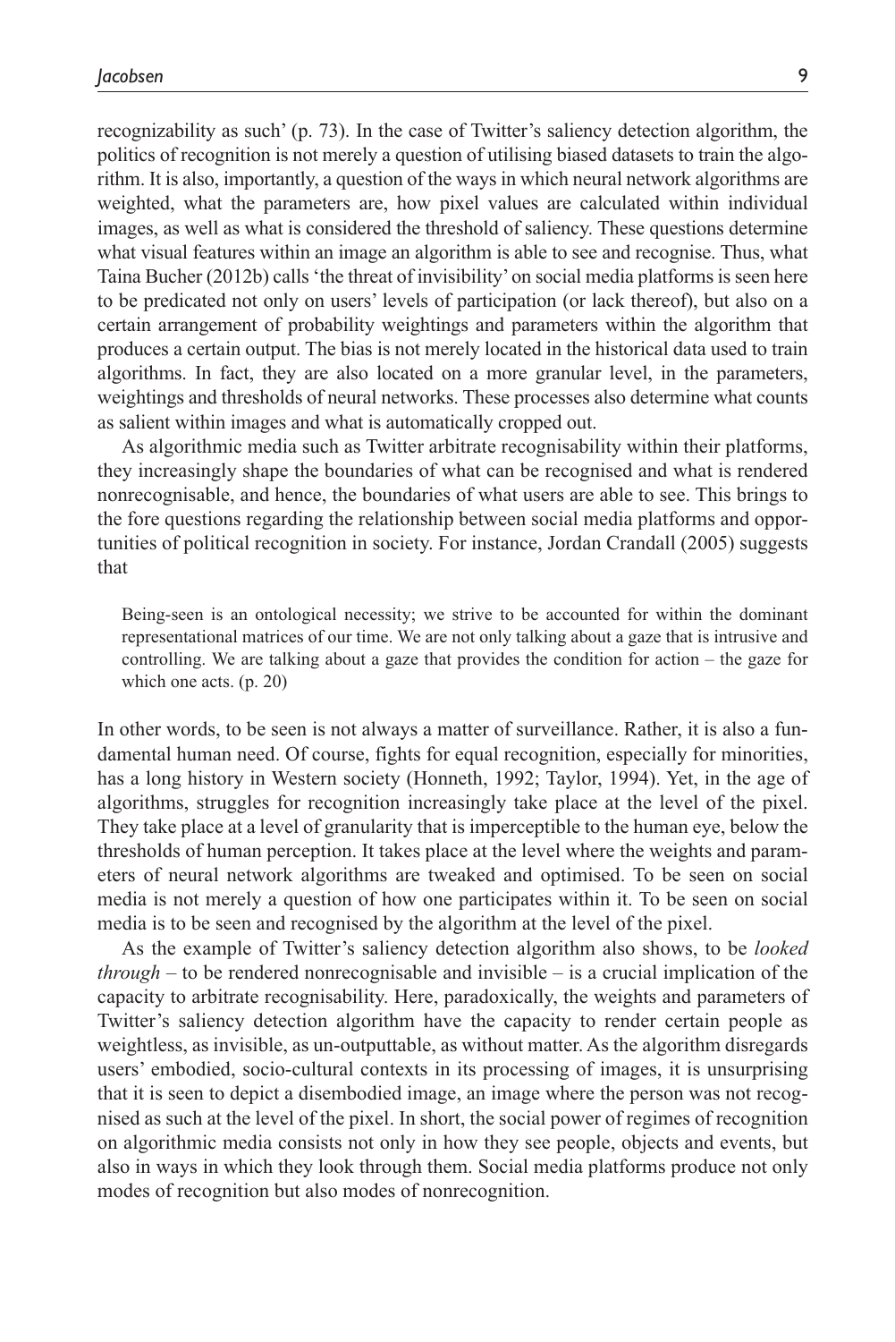recognizability as such' (p. 73). In the case of Twitter's saliency detection algorithm, the politics of recognition is not merely a question of utilising biased datasets to train the algorithm. It is also, importantly, a question of the ways in which neural network algorithms are weighted, what the parameters are, how pixel values are calculated within individual images, as well as what is considered the threshold of saliency. These questions determine what visual features within an image an algorithm is able to see and recognise. Thus, what Taina Bucher (2012b) calls 'the threat of invisibility' on social media platforms is seen here to be predicated not only on users' levels of participation (or lack thereof), but also on a certain arrangement of probability weightings and parameters within the algorithm that produces a certain output. The bias is not merely located in the historical data used to train algorithms. In fact, they are also located on a more granular level, in the parameters, weightings and thresholds of neural networks. These processes also determine what counts as salient within images and what is automatically cropped out.

As algorithmic media such as Twitter arbitrate recognisability within their platforms, they increasingly shape the boundaries of what can be recognised and what is rendered nonrecognisable, and hence, the boundaries of what users are able to see. This brings to the fore questions regarding the relationship between social media platforms and opportunities of political recognition in society. For instance, Jordan Crandall (2005) suggests that

> Being-seen is an ontological necessity; we strive to be accounted for within the dominant representational matrices of our time. We are not only talking about a gaze that is intrusive and controlling. We are talking about a gaze that provides the condition for action – the gaze for which one acts. (p. 20)

In other words, to be seen is not always a matter of surveillance. Rather, it is also a fundamental human need. Of course, fights for equal recognition, especially for minorities, has a long history in Western society (Honneth, 1992; Taylor, 1994). Yet, in the age of algorithms, struggles for recognition increasingly take place at the level of the pixel. They take place at a level of granularity that is imperceptible to the human eye, below the thresholds of human perception. It takes place at the level where the weights and parameters of neural network algorithms are tweaked and optimised. To be seen on social media is not merely a question of how one participates within it. To be seen on social media is to be seen and recognised by the algorithm at the level of the pixel.

As the example of Twitter's saliency detection algorithm also shows, to be *looked through* – to be rendered nonrecognisable and invisible – is a crucial implication of the capacity to arbitrate recognisability. Here, paradoxically, the weights and parameters of Twitter's saliency detection algorithm have the capacity to render certain people as weightless, as invisible, as un-outputtable, as without matter. As the algorithm disregards users' embodied, socio-cultural contexts in its processing of images, it is unsurprising that it is seen to depict a disembodied image, an image where the person was not recognised as such at the level of the pixel. In short, the social power of regimes of recognition on algorithmic media consists not only in how they see people, objects and events, but also in ways in which they look through them. Social media platforms produce not only modes of recognition but also modes of nonrecognition.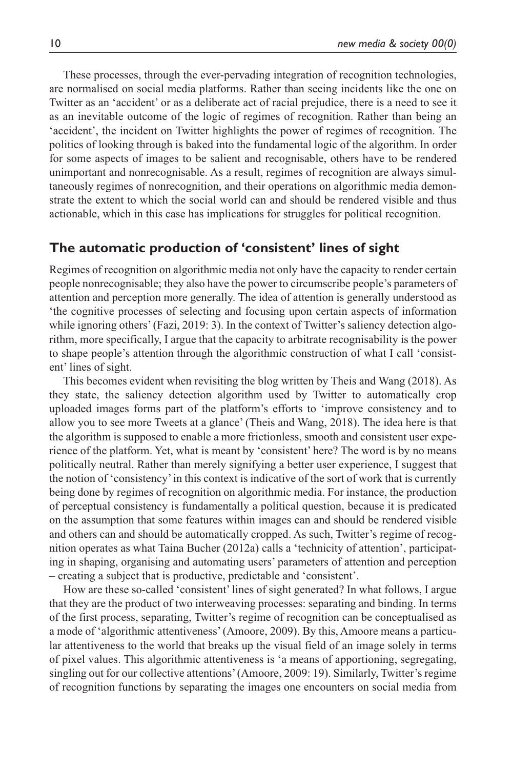These processes, through the ever-pervading integration of recognition technologies, are normalised on social media platforms. Rather than seeing incidents like the one on Twitter as an 'accident' or as a deliberate act of racial prejudice, there is a need to see it as an inevitable outcome of the logic of regimes of recognition. Rather than being an 'accident', the incident on Twitter highlights the power of regimes of recognition. The politics of looking through is baked into the fundamental logic of the algorithm. In order for some aspects of images to be salient and recognisable, others have to be rendered unimportant and nonrecognisable. As a result, regimes of recognition are always simultaneously regimes of nonrecognition, and their operations on algorithmic media demonstrate the extent to which the social world can and should be rendered visible and thus actionable, which in this case has implications for struggles for political recognition.

## The automatic production of 'consistent' lines of sight

Regimes of recognition on algorithmic media not only have the capacity to render certain people nonrecognisable; they also have the power to circumscribe people's parameters of attention and perception more generally. The idea of attention is generally understood as 'the cognitive processes of selecting and focusing upon certain aspects of information while ignoring others' (Fazi, 2019: 3). In the context of Twitter's saliency detection algorithm, more specifically, I argue that the capacity to arbitrate recognisability is the power to shape people's attention through the algorithmic construction of what I call 'consistent' lines of sight.

This becomes evident when revisiting the blog written by Theis and Wang (2018). As they state, the saliency detection algorithm used by Twitter to automatically crop uploaded images forms part of the platform's efforts to 'improve consistency and to allow you to see more Tweets at a glance' (Theis and Wang, 2018). The idea here is that the algorithm is supposed to enable a more frictionless, smooth and consistent user experience of the platform. Yet, what is meant by 'consistent' here? The word is by no means politically neutral. Rather than merely signifying a better user experience, I suggest that the notion of 'consistency' in this context is indicative of the sort of work that is currently being done by regimes of recognition on algorithmic media. For instance, the production of perceptual consistency is fundamentally a political question, because it is predicated on the assumption that some features within images can and should be rendered visible and others can and should be automatically cropped. As such, Twitter's regime of recognition operates as what Taina Bucher (2012a) calls a 'technicity of attention', participating in shaping, organising and automating users' parameters of attention and perception – creating a subject that is productive, predictable and 'consistent'.

How are these so-called 'consistent' lines of sight generated? In what follows, I argue that they are the product of two interweaving processes: separating and binding. In terms of the first process, separating, Twitter's regime of recognition can be conceptualised as a mode of 'algorithmic attentiveness' (Amoore, 2009). By this, Amoore means a particular attentiveness to the world that breaks up the visual field of an image solely in terms of pixel values. This algorithmic attentiveness is 'a means of apportioning, segregating, singling out for our collective attentions' (Amoore, 2009: 19). Similarly, Twitter's regime of recognition functions by separating the images one encounters on social media from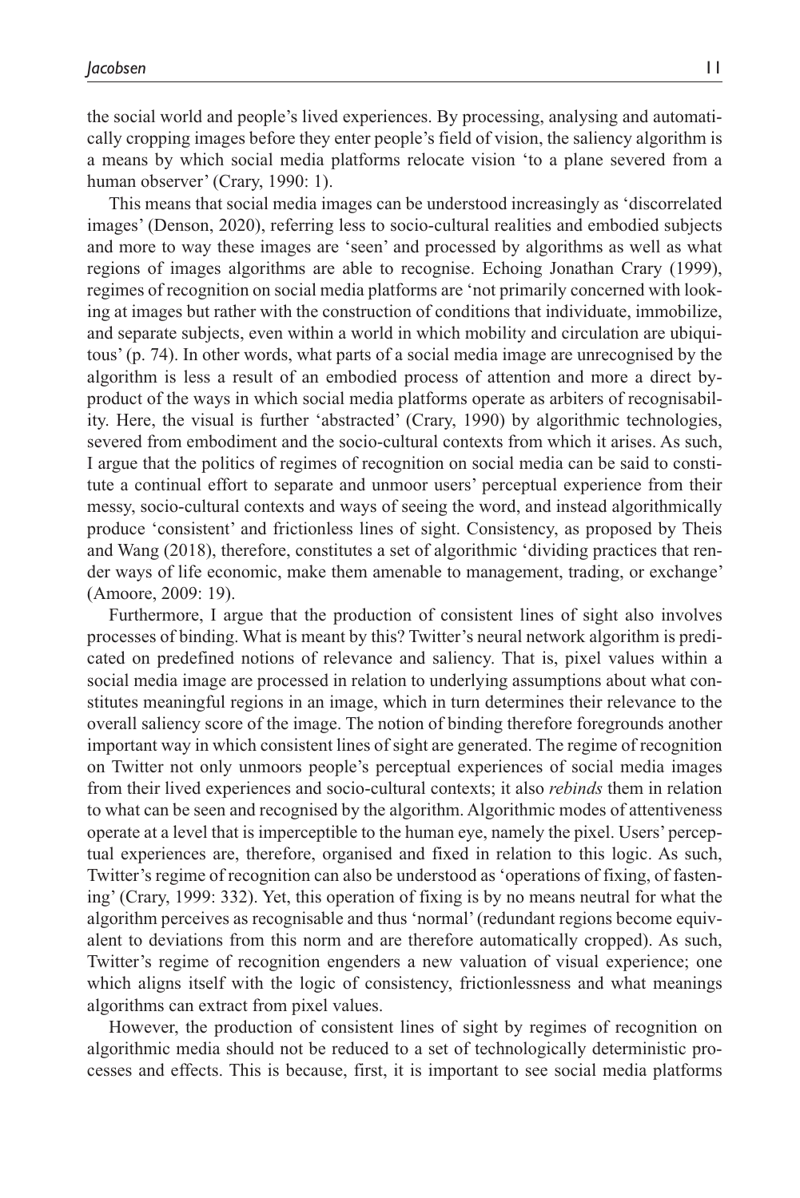the social world and people's lived experiences. By processing, analysing and automatically cropping images before they enter people's field of vision, the saliency algorithm is a means by which social media platforms relocate vision 'to a plane severed from a human observer' (Crary, 1990: 1).

This means that social media images can be understood increasingly as 'discorrelated images' (Denson, 2020), referring less to socio-cultural realities and embodied subjects and more to way these images are 'seen' and processed by algorithms as well as what regions of images algorithms are able to recognise. Echoing Jonathan Crary (1999), regimes of recognition on social media platforms are 'not primarily concerned with looking at images but rather with the construction of conditions that individuate, immobilize, and separate subjects, even within a world in which mobility and circulation are ubiquitous' (p. 74). In other words, what parts of a social media image are unrecognised by the algorithm is less a result of an embodied process of attention and more a direct by-product of the ways in which social media platforms operate as arbiters of recognisability. Here, the visual is further 'abstracted' (Crary, 1990) by algorithmic technologies, severed from embodiment and the socio-cultural contexts from which it arises. As such, I argue that the politics of regimes of recognition on social media can be said to constitute a continual effort to separate and unmoor users' perceptual experience from their messy, socio-cultural contexts and ways of seeing the word, and instead algorithmically produce 'consistent' and frictionless lines of sight. Consistency, as proposed by Theis and Wang (2018), therefore, constitutes a set of algorithmic 'dividing practices that render ways of life economic, make them amenable to management, trading, or exchange' (Amoore, 2009: 19).

Furthermore, I argue that the production of consistent lines of sight also involves processes of binding. What is meant by this? Twitter's neural network algorithm is predicated on predefined notions of relevance and saliency. That is, pixel values within a social media image are processed in relation to underlying assumptions about what constitutes meaningful regions in an image, which in turn determines their relevance to the overall saliency score of the image. The notion of binding therefore foregrounds another important way in which consistent lines of sight are generated. The regime of recognition on Twitter not only unmoors people's perceptual experiences of social media images from their lived experiences and socio-cultural contexts; it also *rebinds* them in relation to what can be seen and recognised by the algorithm. Algorithmic modes of attentiveness operate at a level that is imperceptible to the human eye, namely the pixel. Users' perceptual experiences are, therefore, organised and fixed in relation to this logic. As such, Twitter's regime of recognition can also be understood as 'operations of fixing, of fastening' (Crary, 1999: 332). Yet, this operation of fixing is by no means neutral for what the algorithm perceives as recognisable and thus 'normal' (redundant regions become equivalent to deviations from this norm and are therefore automatically cropped). As such, Twitter's regime of recognition engenders a new valuation of visual experience; one which aligns itself with the logic of consistency, frictionlessness and what meanings algorithms can extract from pixel values.

However, the production of consistent lines of sight by regimes of recognition on algorithmic media should not be reduced to a set of technologically deterministic processes and effects. This is because, first, it is important to see social media platforms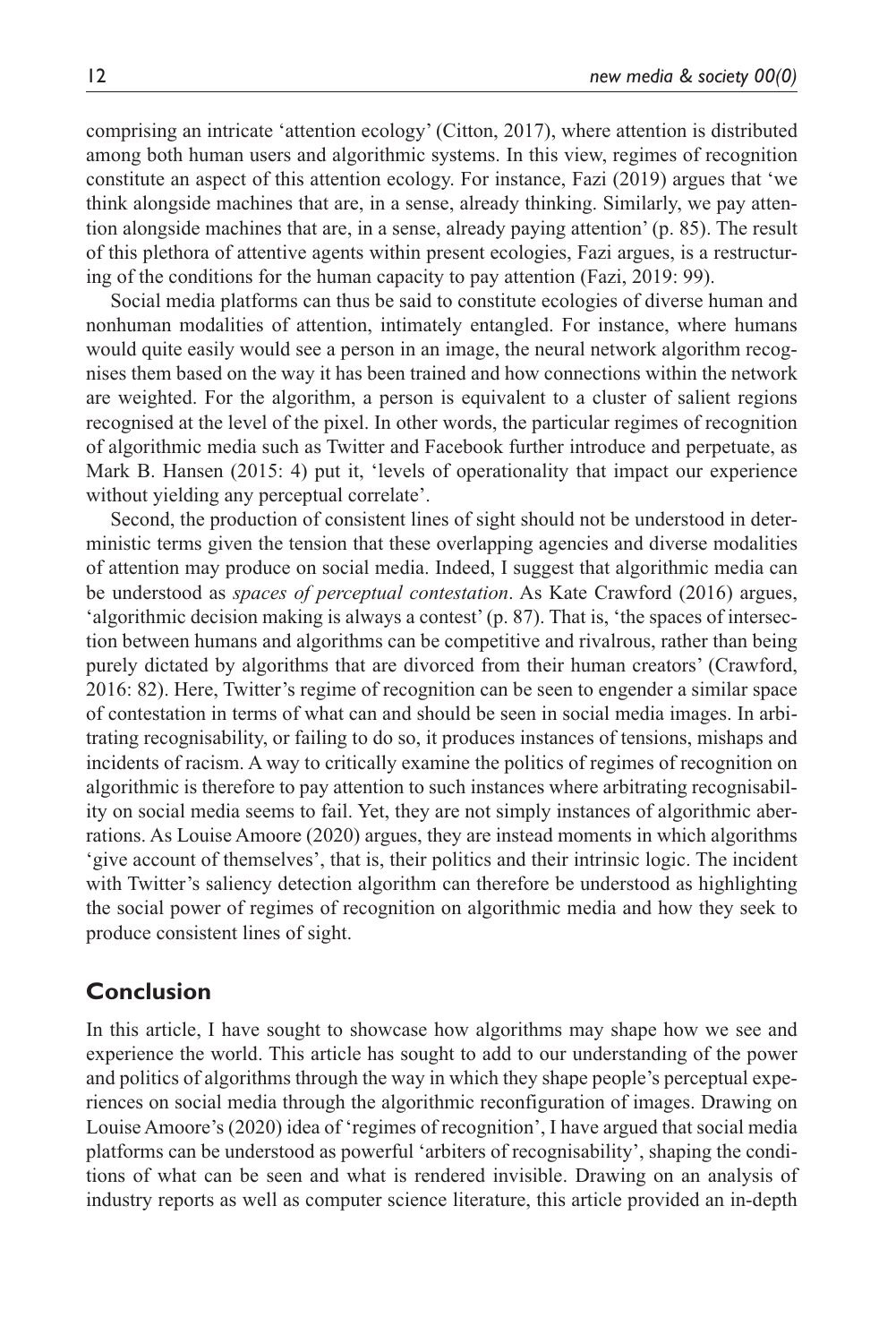comprising an intricate 'attention ecology' (Citton, 2017), where attention is distributed among both human users and algorithmic systems. In this view, regimes of recognition constitute an aspect of this attention ecology. For instance, Fazi (2019) argues that 'we think alongside machines that are, in a sense, already thinking. Similarly, we pay attention alongside machines that are, in a sense, already paying attention' (p. 85). The result of this plethora of attentive agents within present ecologies, Fazi argues, is a restructuring of the conditions for the human capacity to pay attention (Fazi, 2019: 99).

Social media platforms can thus be said to constitute ecologies of diverse human and nonhuman modalities of attention, intimately entangled. For instance, where humans would quite easily would see a person in an image, the neural network algorithm recognises them based on the way it has been trained and how connections within the network are weighted. For the algorithm, a person is equivalent to a cluster of salient regions recognised at the level of the pixel. In other words, the particular regimes of recognition of algorithmic media such as Twitter and Facebook further introduce and perpetuate, as Mark B. Hansen (2015: 4) put it, 'levels of operationality that impact our experience without yielding any perceptual correlate'.

Second, the production of consistent lines of sight should not be understood in deterministic terms given the tension that these overlapping agencies and diverse modalities of attention may produce on social media. Indeed, I suggest that algorithmic media can be understood as *spaces of perceptual contestation*. As Kate Crawford (2016) argues, 'algorithmic decision making is always a contest' (p. 87). That is, 'the spaces of intersection between humans and algorithms can be competitive and rivalrous, rather than being purely dictated by algorithms that are divorced from their human creators' (Crawford, 2016: 82). Here, Twitter's regime of recognition can be seen to engender a similar space of contestation in terms of what can and should be seen in social media images. In arbitrating recognisability, or failing to do so, it produces instances of tensions, mishaps and incidents of racism. A way to critically examine the politics of regimes of recognition on algorithmic is therefore to pay attention to such instances where arbitrating recognisability on social media seems to fail. Yet, they are not simply instances of algorithmic aberrations. As Louise Amoore (2020) argues, they are instead moments in which algorithms 'give account of themselves', that is, their politics and their intrinsic logic. The incident with Twitter's saliency detection algorithm can therefore be understood as highlighting the social power of regimes of recognition on algorithmic media and how they seek to produce consistent lines of sight.

## Conclusion

In this article, I have sought to showcase how algorithms may shape how we see and experience the world. This article has sought to add to our understanding of the power and politics of algorithms through the way in which they shape people's perceptual experiences on social media through the algorithmic reconfiguration of images. Drawing on Louise Amoore's (2020) idea of 'regimes of recognition', I have argued that social media platforms can be understood as powerful 'arbiters of recognisability', shaping the conditions of what can be seen and what is rendered invisible. Drawing on an analysis of industry reports as well as computer science literature, this article provided an in-depth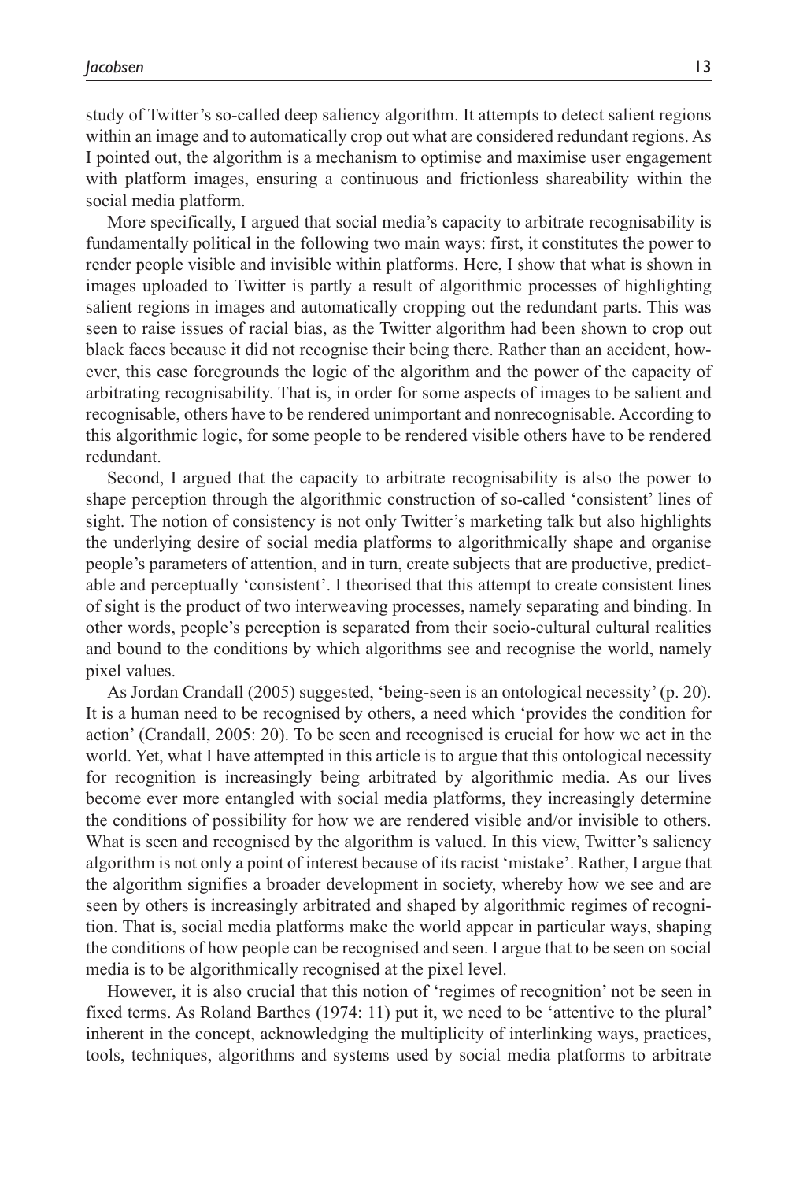study of Twitter's so-called deep saliency algorithm. It attempts to detect salient regions within an image and to automatically crop out what are considered redundant regions. As I pointed out, the algorithm is a mechanism to optimise and maximise user engagement with platform images, ensuring a continuous and frictionless shareability within the social media platform.

More specifically, I argued that social media's capacity to arbitrate recognisability is fundamentally political in the following two main ways: first, it constitutes the power to render people visible and invisible within platforms. Here, I show that what is shown in images uploaded to Twitter is partly a result of algorithmic processes of highlighting salient regions in images and automatically cropping out the redundant parts. This was seen to raise issues of racial bias, as the Twitter algorithm had been shown to crop out black faces because it did not recognise their being there. Rather than an accident, however, this case foregrounds the logic of the algorithm and the power of the capacity of arbitrating recognisability. That is, in order for some aspects of images to be salient and recognisable, others have to be rendered unimportant and nonrecognisable. According to this algorithmic logic, for some people to be rendered visible others have to be rendered redundant.

Second, I argued that the capacity to arbitrate recognisability is also the power to shape perception through the algorithmic construction of so-called 'consistent' lines of sight. The notion of consistency is not only Twitter's marketing talk but also highlights the underlying desire of social media platforms to algorithmically shape and organise people's parameters of attention, and in turn, create subjects that are productive, predictable and perceptually 'consistent'. I theorised that this attempt to create consistent lines of sight is the product of two interweaving processes, namely separating and binding. In other words, people's perception is separated from their socio-cultural cultural realities and bound to the conditions by which algorithms see and recognise the world, namely pixel values.

As Jordan Crandall (2005) suggested, 'being-seen is an ontological necessity' (p. 20). It is a human need to be recognised by others, a need which 'provides the condition for action' (Crandall, 2005: 20). To be seen and recognised is crucial for how we act in the world. Yet, what I have attempted in this article is to argue that this ontological necessity for recognition is increasingly being arbitrated by algorithmic media. As our lives become ever more entangled with social media platforms, they increasingly determine the conditions of possibility for how we are rendered visible and/or invisible to others. What is seen and recognised by the algorithm is valued. In this view, Twitter's saliency algorithm is not only a point of interest because of its racist 'mistake'. Rather, I argue that the algorithm signifies a broader development in society, whereby how we see and are seen by others is increasingly arbitrated and shaped by algorithmic regimes of recognition. That is, social media platforms make the world appear in particular ways, shaping the conditions of how people can be recognised and seen. I argue that to be seen on social media is to be algorithmically recognised at the pixel level.

However, it is also crucial that this notion of 'regimes of recognition' not be seen in fixed terms. As Roland Barthes (1974: 11) put it, we need to be 'attentive to the plural' inherent in the concept, acknowledging the multiplicity of interlinking ways, practices, tools, techniques, algorithms and systems used by social media platforms to arbitrate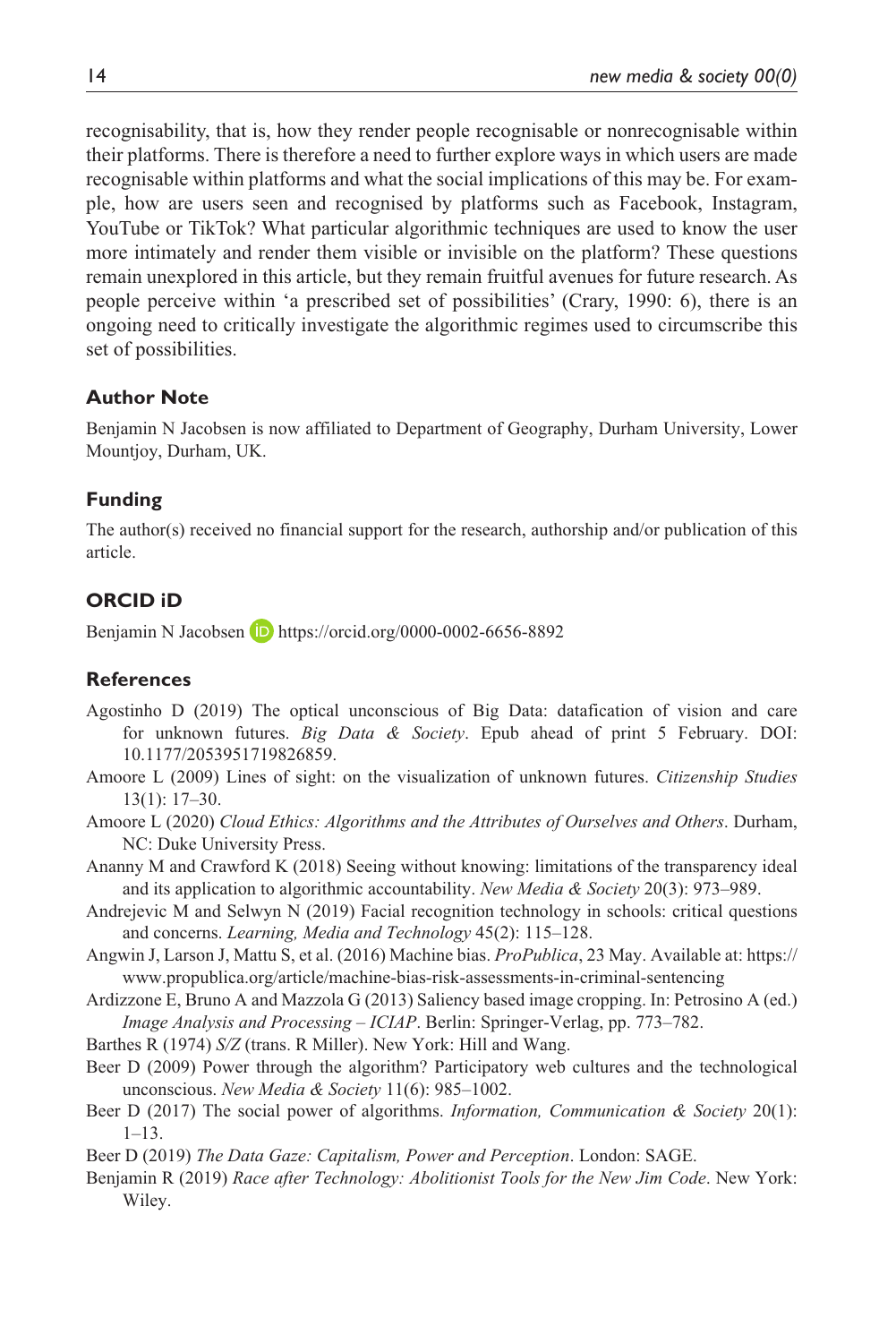recognisability, that is, how they render people recognisable or nonrecognisable within their platforms. There is therefore a need to further explore ways in which users are made recognisable within platforms and what the social implications of this may be. For example, how are users seen and recognised by platforms such as Facebook, Instagram, YouTube or TikTok? What particular algorithmic techniques are used to know the user more intimately and render them visible or invisible on the platform? These questions remain unexplored in this article, but they remain fruitful avenues for future research. As people perceive within 'a prescribed set of possibilities' (Crary, 1990: 6), there is an ongoing need to critically investigate the algorithmic regimes used to circumscribe this set of possibilities.

## Author Note

Benjamin N Jacobsen is now affiliated to Department of Geography, Durham University, Lower Mountjoy, Durham, UK.

## Funding

The author(s) received no financial support for the research, authorship and/or publication of this article.

## ORCID iD

Benjamin N Jacobsen https://orcid.org/0000-0002-6656-8892

## References

Agostinho D (2019) The optical unconscious of Big Data: datafication of vision and care for unknown futures. *Big Data & Society*. Epub ahead of print 5 February. DOI: 10.1177/2053951719826859.

Amoore L (2009) Lines of sight: on the visualization of unknown futures. *Citizenship Studies* 13(1): 17–30.

Amoore L (2020) *Cloud Ethics: Algorithms and the Attributes of Ourselves and Others*. Durham, NC: Duke University Press.

Ananny M and Crawford K (2018) Seeing without knowing: limitations of the transparency ideal and its application to algorithmic accountability. *New Media & Society* 20(3): 973–989.

Andrejevic M and Selwyn N (2019) Facial recognition technology in schools: critical questions and concerns. *Learning, Media and Technology* 45(2): 115–128.

Angwin J, Larson J, Mattu S, et al. (2016) Machine bias. *ProPublica*, 23 May. Available at: https://www.propublica.org/article/machine-bias-risk-assessments-in-criminal-sentencing

Ardizzone E, Bruno A and Mazzola G (2013) Saliency based image cropping. In: Petrosino A (ed.) *Image Analysis and Processing – ICIAP*. Berlin: Springer-Verlag, pp. 773–782.

Barthes R (1974) *S/Z* (trans. R Miller). New York: Hill and Wang.

Beer D (2009) Power through the algorithm? Participatory web cultures and the technological unconscious. *New Media & Society* 11(6): 985–1002.

Beer D (2017) The social power of algorithms. *Information, Communication & Society* 20(1): 1–13.

Beer D (2019) *The Data Gaze: Capitalism, Power and Perception*. London: SAGE.

Benjamin R (2019) *Race after Technology: Abolitionist Tools for the New Jim Code*. New York: Wiley.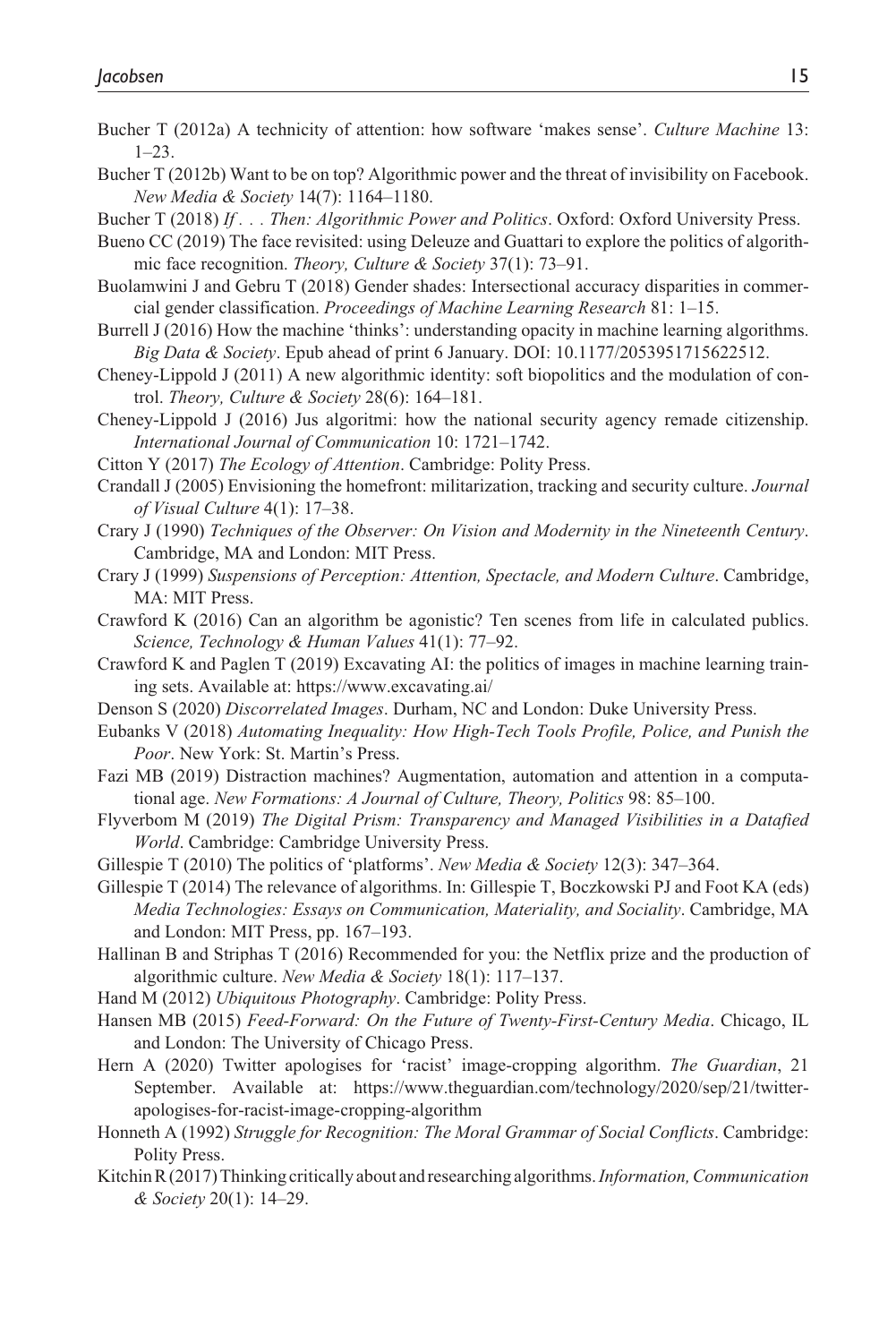Bucher T (2012a) A technicity of attention: how software 'makes sense'. *Culture Machine* 13: 1–23.

Bucher T (2012b) Want to be on top? Algorithmic power and the threat of invisibility on Facebook. *New Media & Society* 14(7): 1164–1180.

Bucher T (2018) *If . . . Then: Algorithmic Power and Politics*. Oxford: Oxford University Press.

Bueno CC (2019) The face revisited: using Deleuze and Guattari to explore the politics of algorithmic face recognition. *Theory, Culture & Society* 37(1): 73–91.

Buolamwini J and Gebru T (2018) Gender shades: Intersectional accuracy disparities in commercial gender classification. *Proceedings of Machine Learning Research* 81: 1–15.

Burrell J (2016) How the machine 'thinks': understanding opacity in machine learning algorithms. *Big Data & Society*. Epub ahead of print 6 January. DOI: 10.1177/2053951715622512.

Cheney-Lippold J (2011) A new algorithmic identity: soft biopolitics and the modulation of control. *Theory, Culture & Society* 28(6): 164–181.

Cheney-Lippold J (2016) Jus algoritmi: how the national security agency remade citizenship. *International Journal of Communication* 10: 1721–1742.

Citton Y (2017) *The Ecology of Attention*. Cambridge: Polity Press.

Crandall J (2005) Envisioning the homefront: militarization, tracking and security culture. *Journal of Visual Culture* 4(1): 17–38.

Crary J (1990) *Techniques of the Observer: On Vision and Modernity in the Nineteenth Century*. Cambridge, MA and London: MIT Press.

Crary J (1999) *Suspensions of Perception: Attention, Spectacle, and Modern Culture*. Cambridge, MA: MIT Press.

Crawford K (2016) Can an algorithm be agonistic? Ten scenes from life in calculated publics. *Science, Technology & Human Values* 41(1): 77–92.

Crawford K and Paglen T (2019) Excavating AI: the politics of images in machine learning training sets. Available at: https://www.excavating.ai/

Denson S (2020) *Discorrelated Images*. Durham, NC and London: Duke University Press.

Eubanks V (2018) *Automating Inequality: How High-Tech Tools Profile, Police, and Punish the Poor*. New York: St. Martin's Press.

Fazi MB (2019) Distraction machines? Augmentation, automation and attention in a computational age. *New Formations: A Journal of Culture, Theory, Politics* 98: 85–100.

Flyverbom M (2019) *The Digital Prism: Transparency and Managed Visibilities in a Datafied World*. Cambridge: Cambridge University Press.

Gillespie T (2010) The politics of 'platforms'. *New Media & Society* 12(3): 347–364.

Gillespie T (2014) The relevance of algorithms. In: Gillespie T, Boczkowski PJ and Foot KA (eds) *Media Technologies: Essays on Communication, Materiality, and Sociality*. Cambridge, MA and London: MIT Press, pp. 167–193.

Hallinan B and Striphas T (2016) Recommended for you: the Netflix prize and the production of algorithmic culture. *New Media & Society* 18(1): 117–137.

Hand M (2012) *Ubiquitous Photography*. Cambridge: Polity Press.

Hansen MB (2015) *Feed-Forward: On the Future of Twenty-First-Century Media*. Chicago, IL and London: The University of Chicago Press.

Hern A (2020) Twitter apologises for 'racist' image-cropping algorithm. *The Guardian*, 21 September. Available at: https://www.theguardian.com/technology/2020/sep/21/twitter-apologises-for-racist-image-cropping-algorithm

Honneth A (1992) *Struggle for Recognition: The Moral Grammar of Social Conflicts*. Cambridge: Polity Press.

Kitchin R (2017) Thinking critically about and researching algorithms. *Information, Communication & Society* 20(1): 14–29.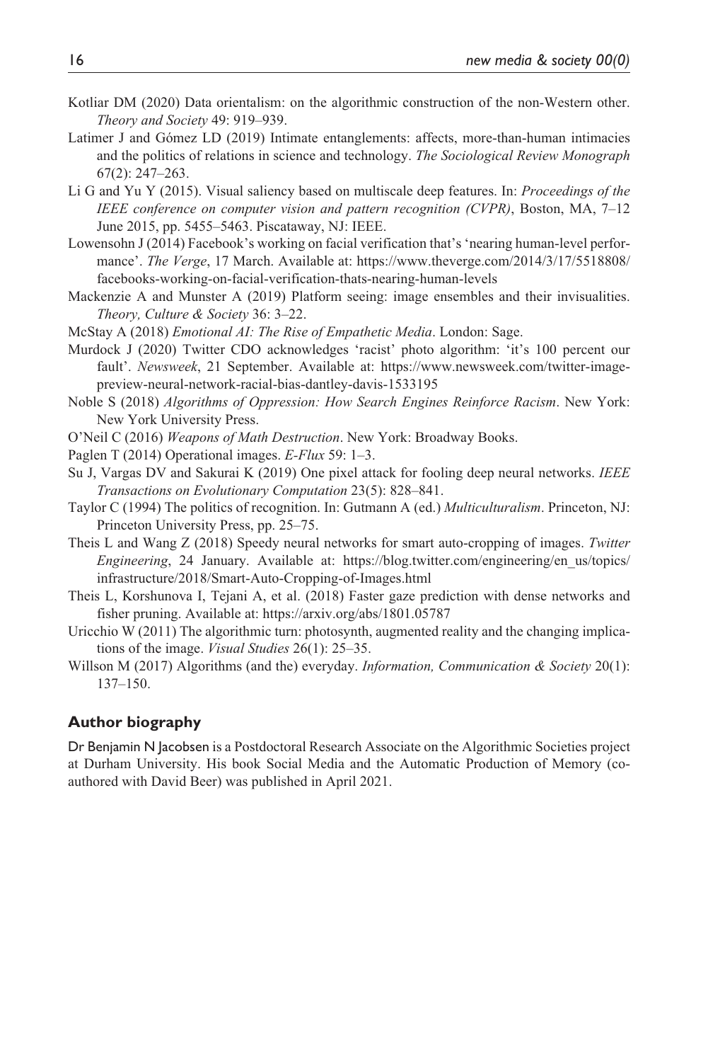Kotliar DM (2020) Data orientalism: on the algorithmic construction of the non-Western other. *Theory and Society* 49: 919–939.

Latimer J and Gómez LD (2019) Intimate entanglements: affects, more-than-human intimacies and the politics of relations in science and technology. *The Sociological Review Monograph* 67(2): 247–263.

Li G and Yu Y (2015). Visual saliency based on multiscale deep features. In: *Proceedings of the IEEE conference on computer vision and pattern recognition (CVPR)*, Boston, MA, 7–12 June 2015, pp. 5455–5463. Piscataway, NJ: IEEE.

Lowensohn J (2014) Facebook's working on facial verification that's 'nearing human-level performance'. *The Verge*, 17 March. Available at: https://www.theverge.com/2014/3/17/5518808/facebooks-working-on-facial-verification-thats-nearing-human-levels

Mackenzie A and Munster A (2019) Platform seeing: image ensembles and their invisualities. *Theory, Culture & Society* 36: 3–22.

McStay A (2018) *Emotional AI: The Rise of Empathetic Media*. London: Sage.

Murdock J (2020) Twitter CDO acknowledges 'racist' photo algorithm: 'it's 100 percent our fault'. *Newsweek*, 21 September. Available at: https://www.newsweek.com/twitter-image-preview-neural-network-racial-bias-dantley-davis-1533195

Noble S (2018) *Algorithms of Oppression: How Search Engines Reinforce Racism*. New York: New York University Press.

O'Neil C (2016) *Weapons of Math Destruction*. New York: Broadway Books.

Paglen T (2014) Operational images. *E-Flux* 59: 1–3.

Su J, Vargas DV and Sakurai K (2019) One pixel attack for fooling deep neural networks. *IEEE Transactions on Evolutionary Computation* 23(5): 828–841.

Taylor C (1994) The politics of recognition. In: Gutmann A (ed.) *Multiculturalism*. Princeton, NJ: Princeton University Press, pp. 25–75.

Theis L and Wang Z (2018) Speedy neural networks for smart auto-cropping of images. *Twitter Engineering*, 24 January. Available at: https://blog.twitter.com/engineering/en_us/topics/infrastructure/2018/Smart-Auto-Cropping-of-Images.html

Theis L, Korshunova I, Tejani A, et al. (2018) Faster gaze prediction with dense networks and fisher pruning. Available at: https://arxiv.org/abs/1801.05787

Uricchio W (2011) The algorithmic turn: photosynth, augmented reality and the changing implications of the image. *Visual Studies* 26(1): 25–35.

Willson M (2017) Algorithms (and the) everyday. *Information, Communication & Society* 20(1): 137–150.

## Author biography

Dr Benjamin N Jacobsen is a Postdoctoral Research Associate on the Algorithmic Societies project at Durham University. His book Social Media and the Automatic Production of Memory (co-authored with David Beer) was published in April 2021.